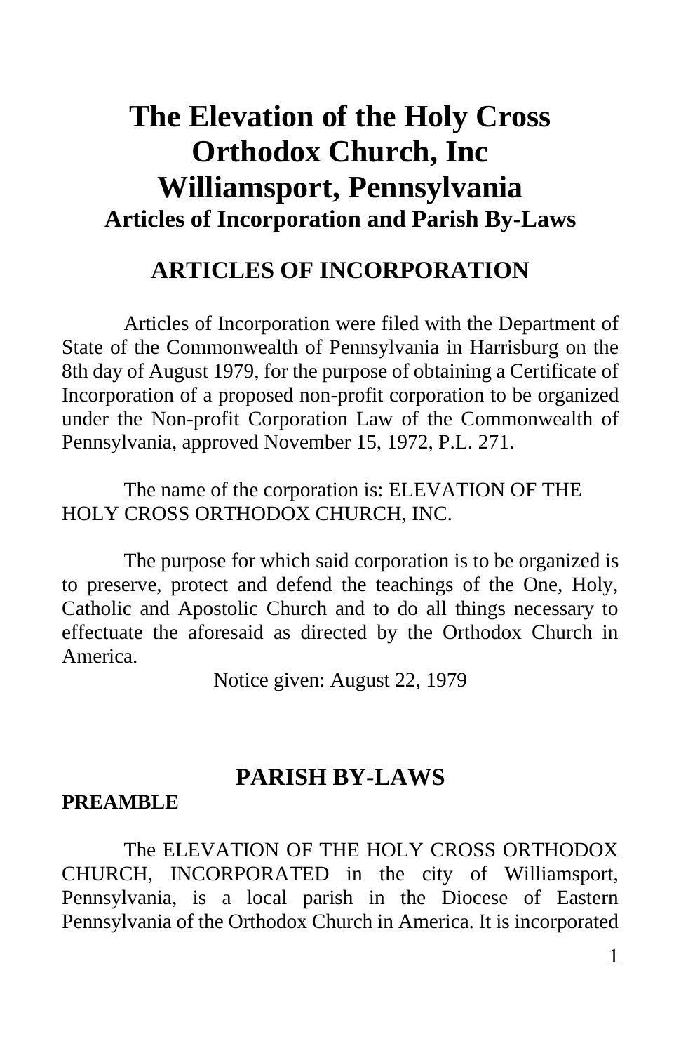# The Elevation of the Holy Cross Orthodox Church, Inc Williamsport, Pennsylvania

### Articles of Incorporation and Parish By-Laws

## ARTICLES OF INCORPORATION

Articles of Incorporation were filed with the Department of State of the Commonwealth of Pennsylvania in Harrisburg on the 8th day of August 1979, for the purpose of obtaining a Certificate of Incorporation of a proposed non-profit corporation to be organized under the Non-profit Corporation Law of the Commonwealth of Pennsylvania, approved November 15, 1972, P.L. 271.

The name of the corporation is: ELEVATION OF THE HOLY CROSS ORTHODOX CHURCH, INC.

The purpose for which said corporation is to be organized is to preserve, protect and defend the teachings of the One, Holy, Catholic and Apostolic Church and to do all things necessary to effectuate the aforesaid as directed by the Orthodox Church in America.

Notice given: August 22, 1979

## PARISH BY-LAWS

**PREAMBLE**

The ELEVATION OF THE HOLY CROSS ORTHODOX CHURCH, INCORPORATED in the city of Williamsport, Pennsylvania, is a local parish in the Diocese of Eastern Pennsylvania of the Orthodox Church in America. It is incorporated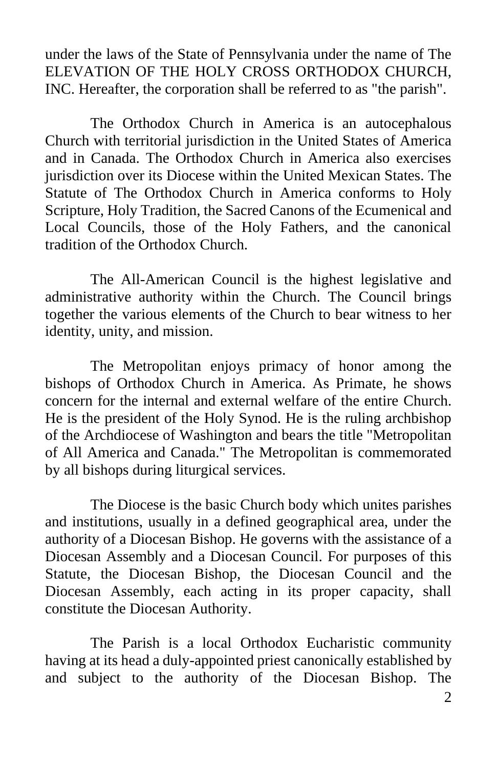under the laws of the State of Pennsylvania under the name of The ELEVATION OF THE HOLY CROSS ORTHODOX CHURCH, INC. Hereafter, the corporation shall be referred to as "the parish".

The Orthodox Church in America is an autocephalous Church with territorial jurisdiction in the United States of America and in Canada. The Orthodox Church in America also exercises jurisdiction over its Diocese within the United Mexican States. The Statute of The Orthodox Church in America conforms to Holy Scripture, Holy Tradition, the Sacred Canons of the Ecumenical and Local Councils, those of the Holy Fathers, and the canonical tradition of the Orthodox Church.

The All-American Council is the highest legislative and administrative authority within the Church. The Council brings together the various elements of the Church to bear witness to her identity, unity, and mission.

The Metropolitan enjoys primacy of honor among the bishops of Orthodox Church in America. As Primate, he shows concern for the internal and external welfare of the entire Church. He is the president of the Holy Synod. He is the ruling archbishop of the Archdiocese of Washington and bears the title "Metropolitan of All America and Canada." The Metropolitan is commemorated by all bishops during liturgical services.

The Diocese is the basic Church body which unites parishes and institutions, usually in a defined geographical area, under the authority of a Diocesan Bishop. He governs with the assistance of a Diocesan Assembly and a Diocesan Council. For purposes of this Statute, the Diocesan Bishop, the Diocesan Council and the Diocesan Assembly, each acting in its proper capacity, shall constitute the Diocesan Authority.

The Parish is a local Orthodox Eucharistic community having at its head a duly-appointed priest canonically established by and subject to the authority of the Diocesan Bishop. The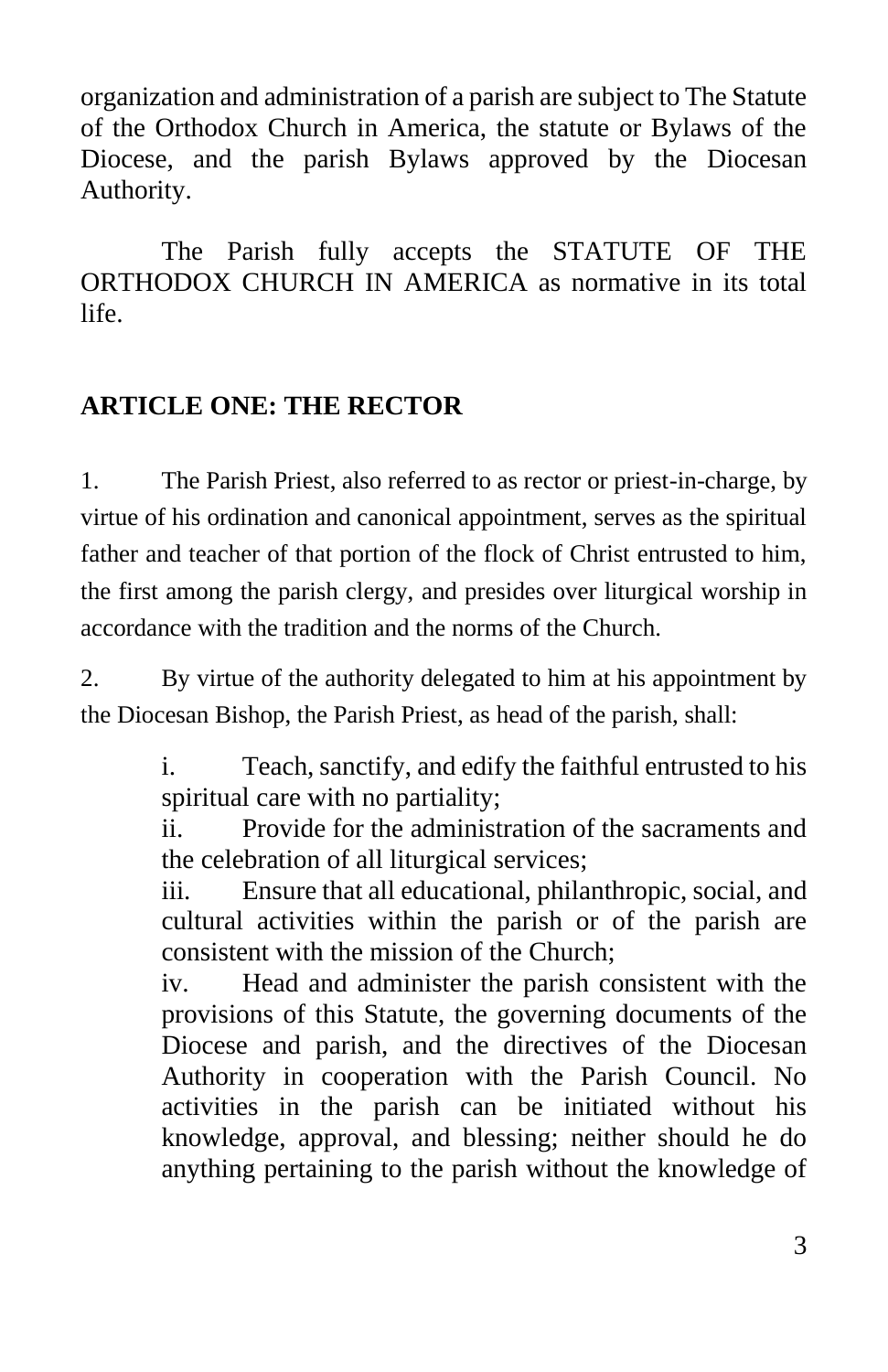organization and administration of a parish are subject to The Statute of the Orthodox Church in America, the statute or Bylaws of the Diocese, and the parish Bylaws approved by the Diocesan Authority.

The Parish fully accepts the STATUTE OF THE ORTHODOX CHURCH IN AMERICA as normative in its total life.

## ARTICLE ONE: THE RECTOR

1. The Parish Priest, also referred to as rector or priest-in-charge, by virtue of his ordination and canonical appointment, serves as the spiritual father and teacher of that portion of the flock of Christ entrusted to him, the first among the parish clergy, and presides over liturgical worship in accordance with the tradition and the norms of the Church.

2. By virtue of the authority delegated to him at his appointment by the Diocesan Bishop, the Parish Priest, as head of the parish, shall:

   i. Teach, sanctify, and edify the faithful entrusted to his spiritual care with no partiality;

   ii. Provide for the administration of the sacraments and the celebration of all liturgical services;

   iii. Ensure that all educational, philanthropic, social, and cultural activities within the parish or of the parish are consistent with the mission of the Church;

   iv. Head and administer the parish consistent with the provisions of this Statute, the governing documents of the Diocese and parish, and the directives of the Diocesan Authority in cooperation with the Parish Council. No activities in the parish can be initiated without his knowledge, approval, and blessing; neither should he do anything pertaining to the parish without the knowledge of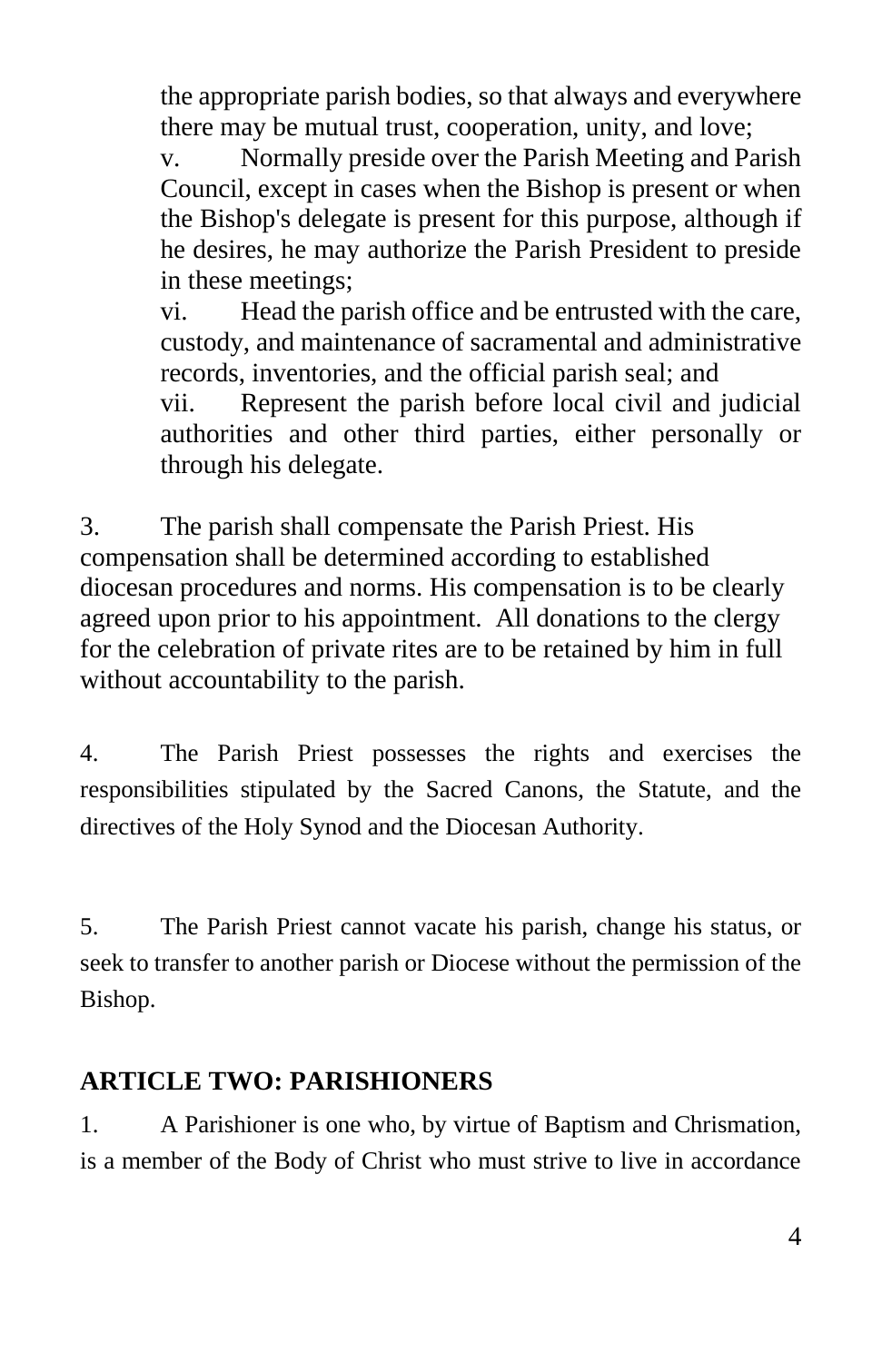the appropriate parish bodies, so that always and everywhere there may be mutual trust, cooperation, unity, and love;

v. Normally preside over the Parish Meeting and Parish Council, except in cases when the Bishop is present or when the Bishop's delegate is present for this purpose, although if he desires, he may authorize the Parish President to preside in these meetings;

vi. Head the parish office and be entrusted with the care, custody, and maintenance of sacramental and administrative records, inventories, and the official parish seal; and

vii. Represent the parish before local civil and judicial authorities and other third parties, either personally or through his delegate.

3. The parish shall compensate the Parish Priest. His compensation shall be determined according to established diocesan procedures and norms. His compensation is to be clearly agreed upon prior to his appointment. All donations to the clergy for the celebration of private rites are to be retained by him in full without accountability to the parish.

4. The Parish Priest possesses the rights and exercises the responsibilities stipulated by the Sacred Canons, the Statute, and the directives of the Holy Synod and the Diocesan Authority.

5. The Parish Priest cannot vacate his parish, change his status, or seek to transfer to another parish or Diocese without the permission of the Bishop.

## ARTICLE TWO: PARISHIONERS

1. A Parishioner is one who, by virtue of Baptism and Chrismation, is a member of the Body of Christ who must strive to live in accordance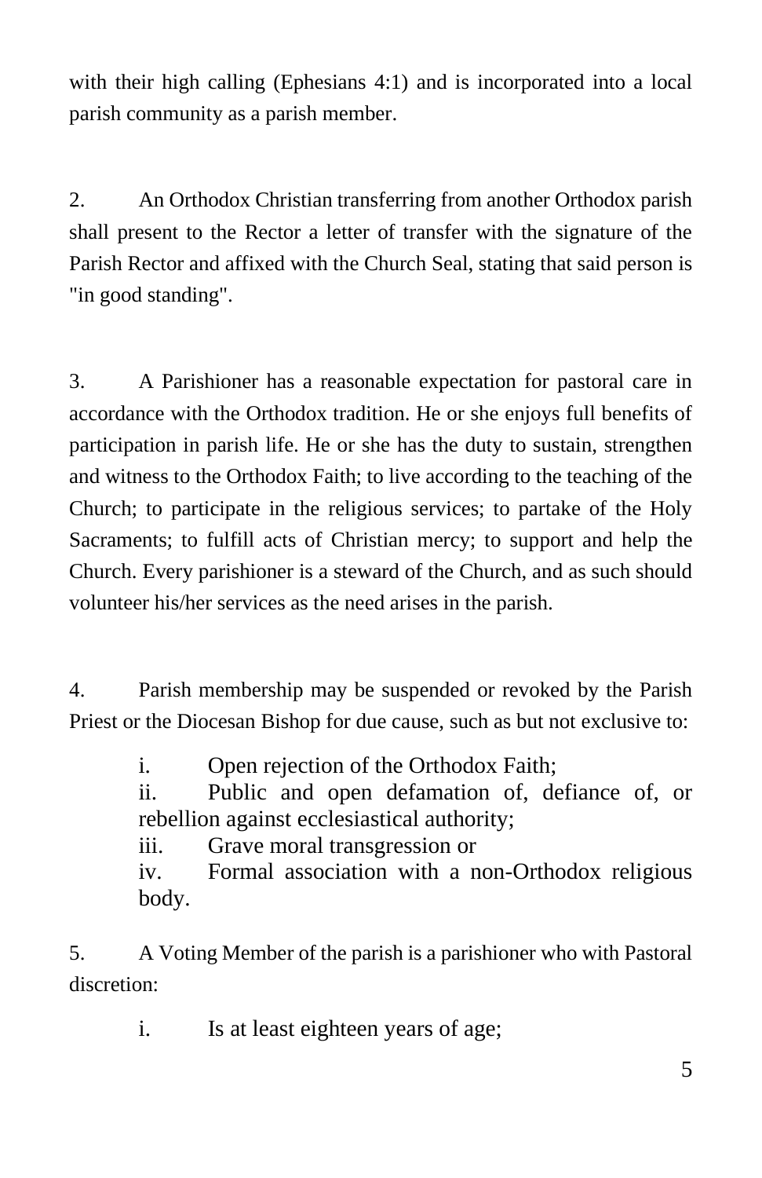with their high calling (Ephesians 4:1) and is incorporated into a local parish community as a parish member.

2. An Orthodox Christian transferring from another Orthodox parish shall present to the Rector a letter of transfer with the signature of the Parish Rector and affixed with the Church Seal, stating that said person is "in good standing".

3. A Parishioner has a reasonable expectation for pastoral care in accordance with the Orthodox tradition. He or she enjoys full benefits of participation in parish life. He or she has the duty to sustain, strengthen and witness to the Orthodox Faith; to live according to the teaching of the Church; to participate in the religious services; to partake of the Holy Sacraments; to fulfill acts of Christian mercy; to support and help the Church. Every parishioner is a steward of the Church, and as such should volunteer his/her services as the need arises in the parish.

4. Parish membership may be suspended or revoked by the Parish Priest or the Diocesan Bishop for due cause, such as but not exclusive to:

   i. Open rejection of the Orthodox Faith;
   ii. Public and open defamation of, defiance of, or rebellion against ecclesiastical authority;
   iii. Grave moral transgression or
   iv. Formal association with a non-Orthodox religious body.

5. A Voting Member of the parish is a parishioner who with Pastoral discretion:

   i. Is at least eighteen years of age;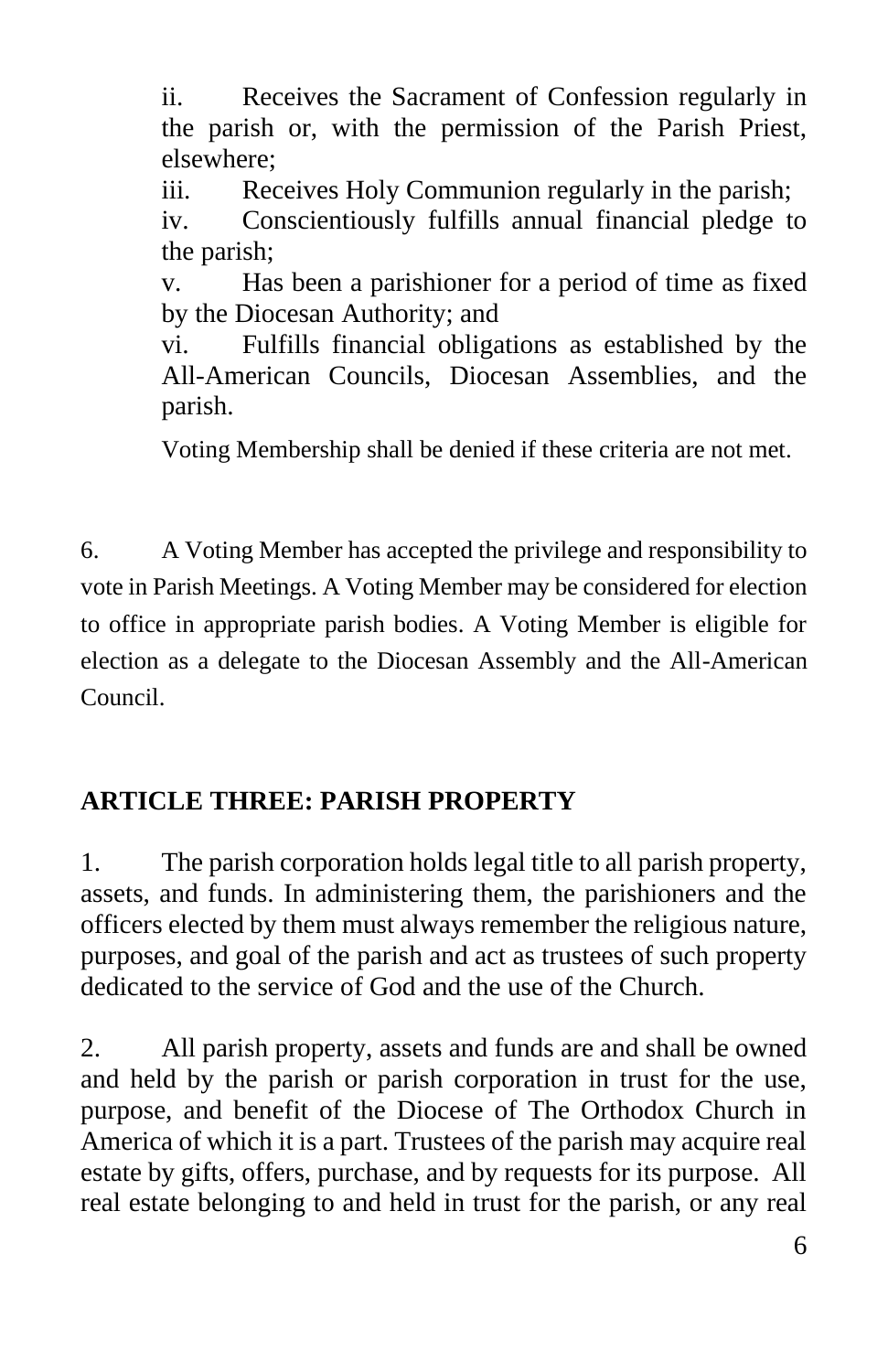ii. Receives the Sacrament of Confession regularly in the parish or, with the permission of the Parish Priest, elsewhere;

iii. Receives Holy Communion regularly in the parish;

iv. Conscientiously fulfills annual financial pledge to the parish;

v. Has been a parishioner for a period of time as fixed by the Diocesan Authority; and

vi. Fulfills financial obligations as established by the All-American Councils, Diocesan Assemblies, and the parish.

Voting Membership shall be denied if these criteria are not met.

6. A Voting Member has accepted the privilege and responsibility to vote in Parish Meetings. A Voting Member may be considered for election to office in appropriate parish bodies. A Voting Member is eligible for election as a delegate to the Diocesan Assembly and the All-American Council.

## ARTICLE THREE: PARISH PROPERTY

1. The parish corporation holds legal title to all parish property, assets, and funds. In administering them, the parishioners and the officers elected by them must always remember the religious nature, purposes, and goal of the parish and act as trustees of such property dedicated to the service of God and the use of the Church.

2. All parish property, assets and funds are and shall be owned and held by the parish or parish corporation in trust for the use, purpose, and benefit of the Diocese of The Orthodox Church in America of which it is a part. Trustees of the parish may acquire real estate by gifts, offers, purchase, and by requests for its purpose. All real estate belonging to and held in trust for the parish, or any real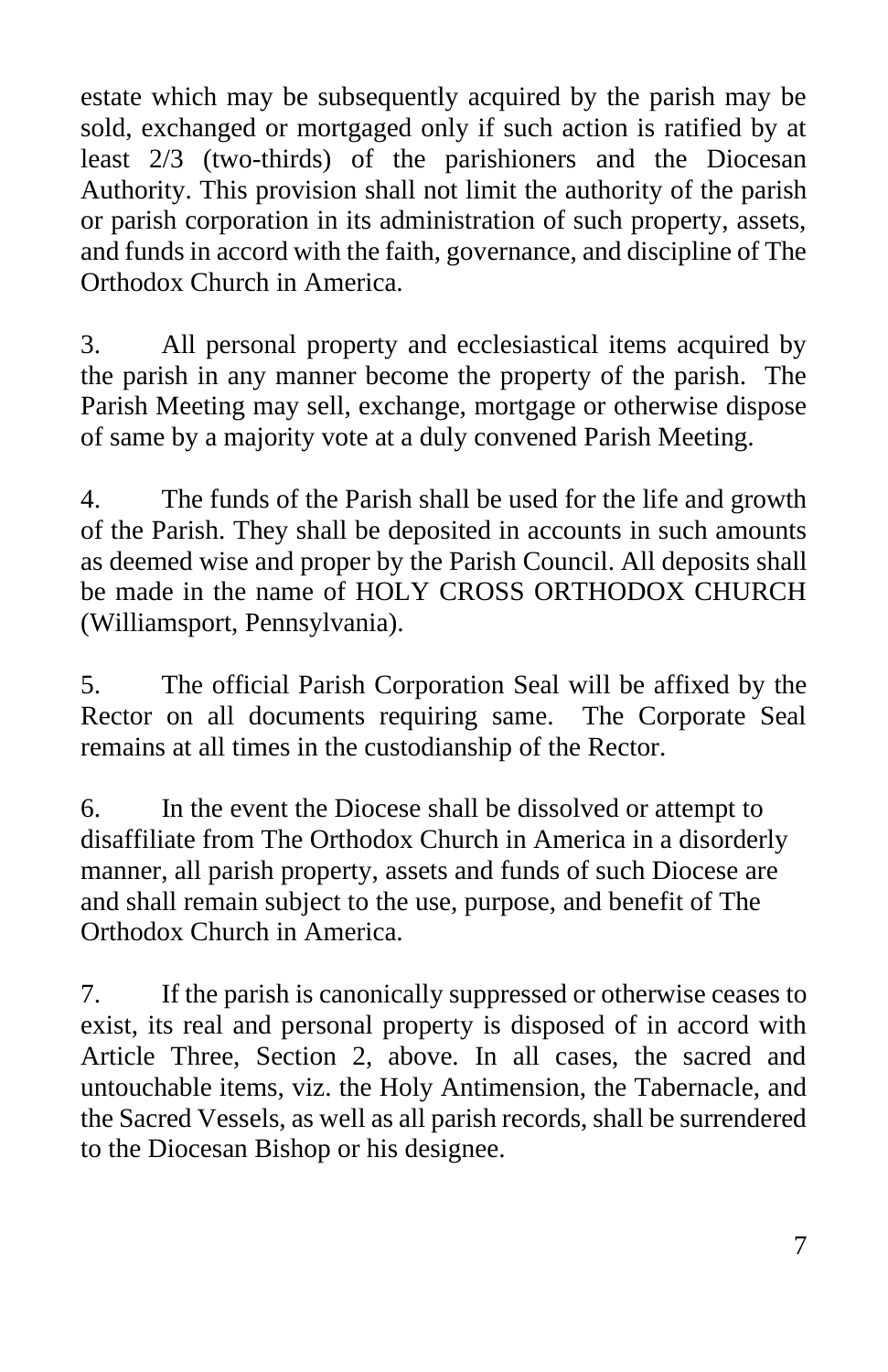estate which may be subsequently acquired by the parish may be sold, exchanged or mortgaged only if such action is ratified by at least 2/3 (two-thirds) of the parishioners and the Diocesan Authority. This provision shall not limit the authority of the parish or parish corporation in its administration of such property, assets, and funds in accord with the faith, governance, and discipline of The Orthodox Church in America.

3. All personal property and ecclesiastical items acquired by the parish in any manner become the property of the parish. The Parish Meeting may sell, exchange, mortgage or otherwise dispose of same by a majority vote at a duly convened Parish Meeting.

4. The funds of the Parish shall be used for the life and growth of the Parish. They shall be deposited in accounts in such amounts as deemed wise and proper by the Parish Council. All deposits shall be made in the name of HOLY CROSS ORTHODOX CHURCH (Williamsport, Pennsylvania).

5. The official Parish Corporation Seal will be affixed by the Rector on all documents requiring same. The Corporate Seal remains at all times in the custodianship of the Rector.

6. In the event the Diocese shall be dissolved or attempt to disaffiliate from The Orthodox Church in America in a disorderly manner, all parish property, assets and funds of such Diocese are and shall remain subject to the use, purpose, and benefit of The Orthodox Church in America.

7. If the parish is canonically suppressed or otherwise ceases to exist, its real and personal property is disposed of in accord with Article Three, Section 2, above. In all cases, the sacred and untouchable items, viz. the Holy Antimension, the Tabernacle, and the Sacred Vessels, as well as all parish records, shall be surrendered to the Diocesan Bishop or his designee.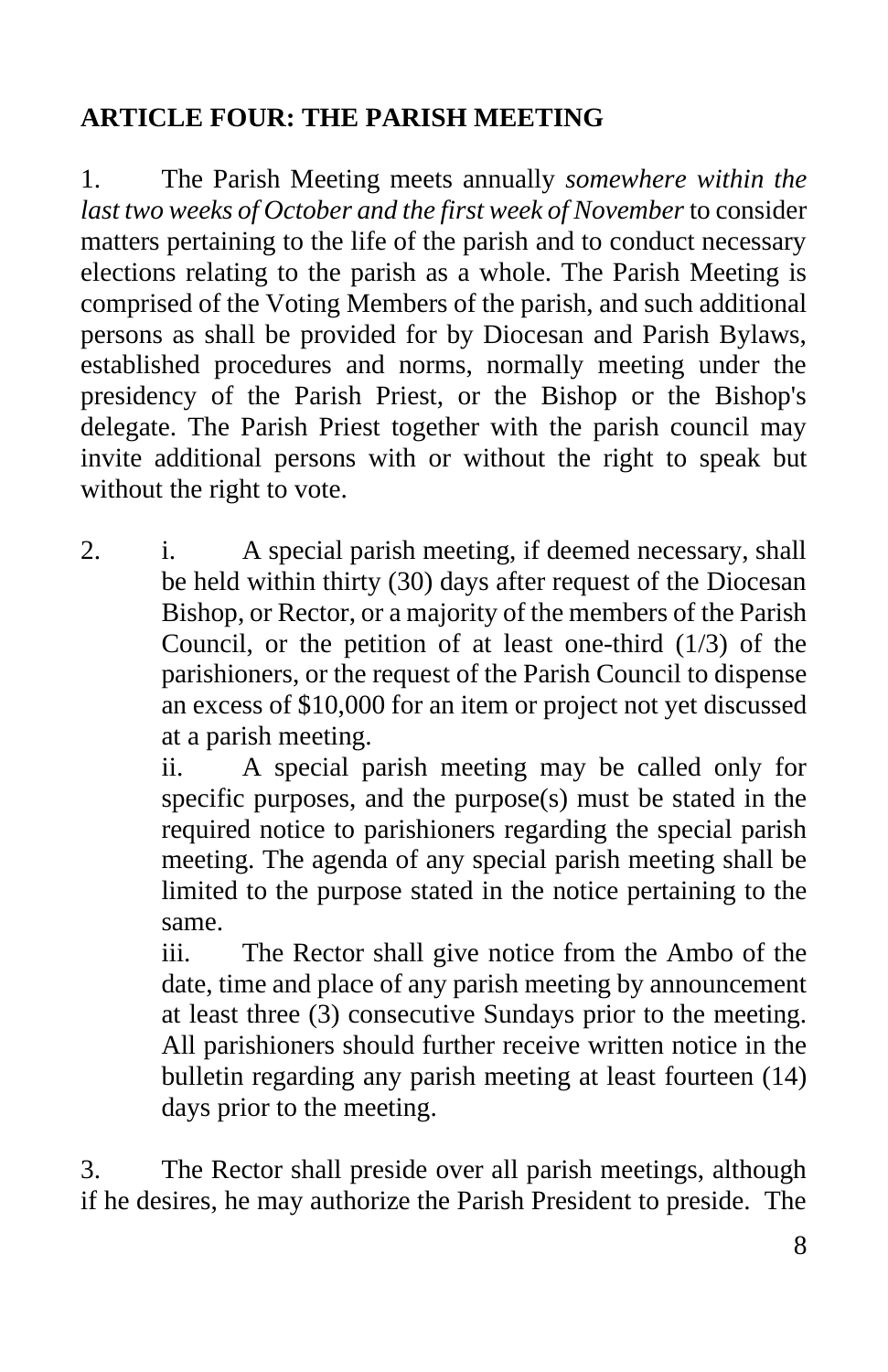## ARTICLE FOUR: THE PARISH MEETING

1. The Parish Meeting meets annually *somewhere within the last two weeks of October and the first week of November* to consider matters pertaining to the life of the parish and to conduct necessary elections relating to the parish as a whole. The Parish Meeting is comprised of the Voting Members of the parish, and such additional persons as shall be provided for by Diocesan and Parish Bylaws, established procedures and norms, normally meeting under the presidency of the Parish Priest, or the Bishop or the Bishop's delegate. The Parish Priest together with the parish council may invite additional persons with or without the right to speak but without the right to vote.

2. i. A special parish meeting, if deemed necessary, shall be held within thirty (30) days after request of the Diocesan Bishop, or Rector, or a majority of the members of the Parish Council, or the petition of at least one-third (1/3) of the parishioners, or the request of the Parish Council to dispense an excess of $10,000 for an item or project not yet discussed at a parish meeting.

   ii. A special parish meeting may be called only for specific purposes, and the purpose(s) must be stated in the required notice to parishioners regarding the special parish meeting. The agenda of any special parish meeting shall be limited to the purpose stated in the notice pertaining to the same.

   iii. The Rector shall give notice from the Ambo of the date, time and place of any parish meeting by announcement at least three (3) consecutive Sundays prior to the meeting. All parishioners should further receive written notice in the bulletin regarding any parish meeting at least fourteen (14) days prior to the meeting.

3. The Rector shall preside over all parish meetings, although if he desires, he may authorize the Parish President to preside. The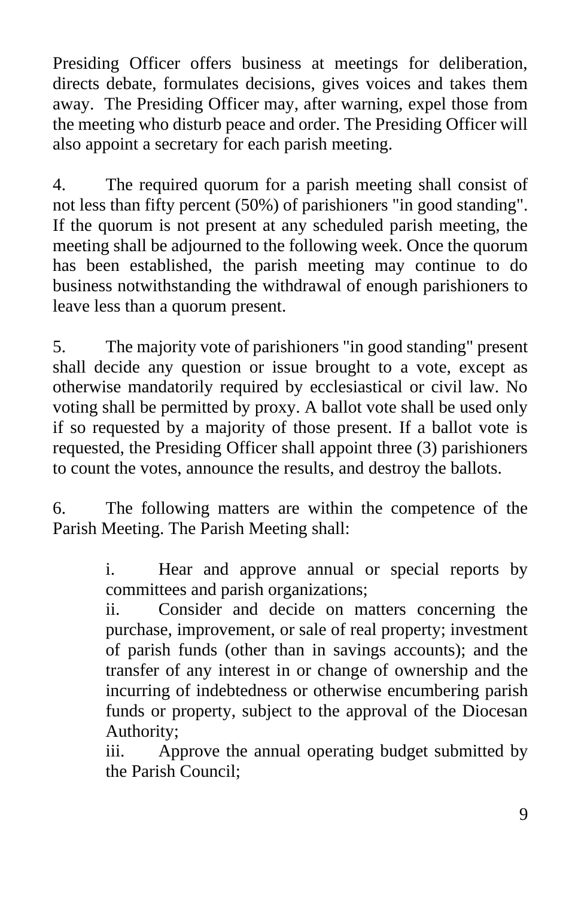Presiding Officer offers business at meetings for deliberation, directs debate, formulates decisions, gives voices and takes them away. The Presiding Officer may, after warning, expel those from the meeting who disturb peace and order. The Presiding Officer will also appoint a secretary for each parish meeting.

4. The required quorum for a parish meeting shall consist of not less than fifty percent (50%) of parishioners "in good standing". If the quorum is not present at any scheduled parish meeting, the meeting shall be adjourned to the following week. Once the quorum has been established, the parish meeting may continue to do business notwithstanding the withdrawal of enough parishioners to leave less than a quorum present.

5. The majority vote of parishioners "in good standing" present shall decide any question or issue brought to a vote, except as otherwise mandatorily required by ecclesiastical or civil law. No voting shall be permitted by proxy. A ballot vote shall be used only if so requested by a majority of those present. If a ballot vote is requested, the Presiding Officer shall appoint three (3) parishioners to count the votes, announce the results, and destroy the ballots.

6. The following matters are within the competence of the Parish Meeting. The Parish Meeting shall:

> i. Hear and approve annual or special reports by committees and parish organizations;
>
> ii. Consider and decide on matters concerning the purchase, improvement, or sale of real property; investment of parish funds (other than in savings accounts); and the transfer of any interest in or change of ownership and the incurring of indebtedness or otherwise encumbering parish funds or property, subject to the approval of the Diocesan Authority;
>
> iii. Approve the annual operating budget submitted by the Parish Council;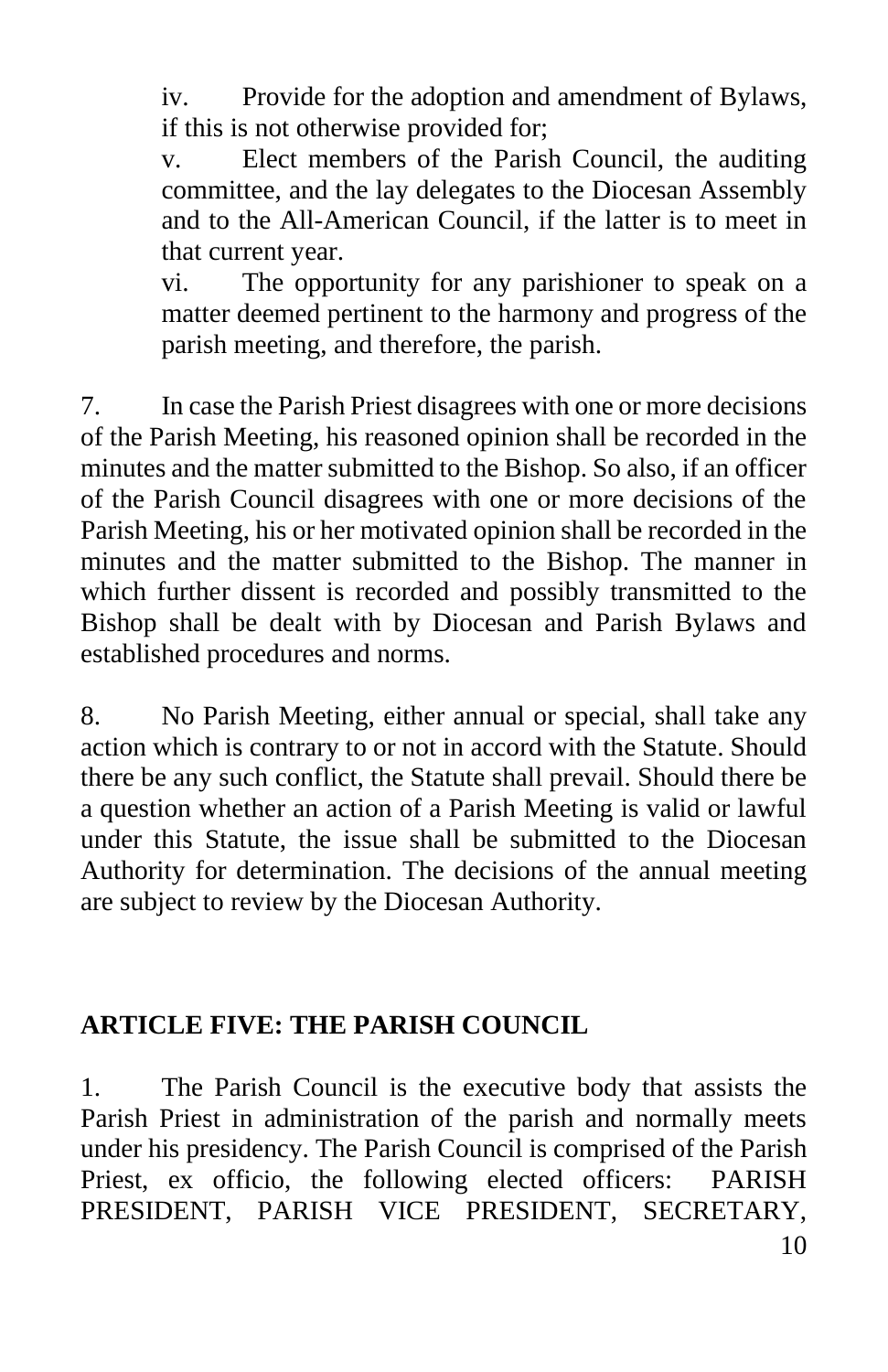iv. Provide for the adoption and amendment of Bylaws, if this is not otherwise provided for;

v. Elect members of the Parish Council, the auditing committee, and the lay delegates to the Diocesan Assembly and to the All-American Council, if the latter is to meet in that current year.

vi. The opportunity for any parishioner to speak on a matter deemed pertinent to the harmony and progress of the parish meeting, and therefore, the parish.

7. In case the Parish Priest disagrees with one or more decisions of the Parish Meeting, his reasoned opinion shall be recorded in the minutes and the matter submitted to the Bishop. So also, if an officer of the Parish Council disagrees with one or more decisions of the Parish Meeting, his or her motivated opinion shall be recorded in the minutes and the matter submitted to the Bishop. The manner in which further dissent is recorded and possibly transmitted to the Bishop shall be dealt with by Diocesan and Parish Bylaws and established procedures and norms.

8. No Parish Meeting, either annual or special, shall take any action which is contrary to or not in accord with the Statute. Should there be any such conflict, the Statute shall prevail. Should there be a question whether an action of a Parish Meeting is valid or lawful under this Statute, the issue shall be submitted to the Diocesan Authority for determination. The decisions of the annual meeting are subject to review by the Diocesan Authority.

## ARTICLE FIVE: THE PARISH COUNCIL

1. The Parish Council is the executive body that assists the Parish Priest in administration of the parish and normally meets under his presidency. The Parish Council is comprised of the Parish Priest, ex officio, the following elected officers: PARISH PRESIDENT, PARISH VICE PRESIDENT, SECRETARY,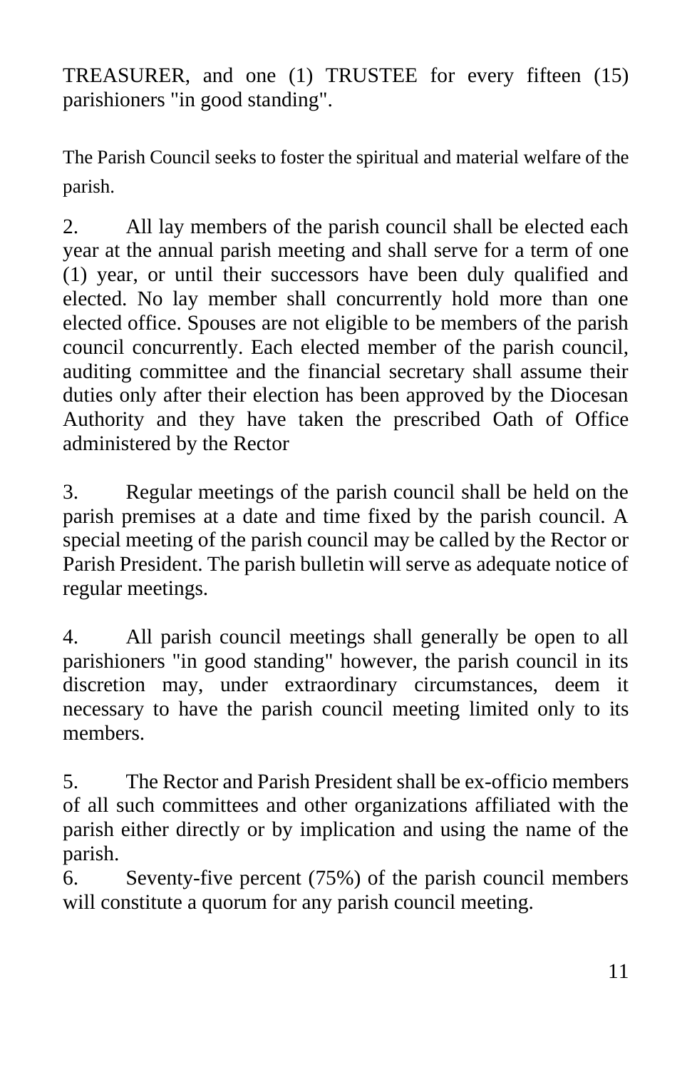TREASURER, and one (1) TRUSTEE for every fifteen (15) parishioners "in good standing".

The Parish Council seeks to foster the spiritual and material welfare of the parish.

2. All lay members of the parish council shall be elected each year at the annual parish meeting and shall serve for a term of one (1) year, or until their successors have been duly qualified and elected. No lay member shall concurrently hold more than one elected office. Spouses are not eligible to be members of the parish council concurrently. Each elected member of the parish council, auditing committee and the financial secretary shall assume their duties only after their election has been approved by the Diocesan Authority and they have taken the prescribed Oath of Office administered by the Rector

3. Regular meetings of the parish council shall be held on the parish premises at a date and time fixed by the parish council. A special meeting of the parish council may be called by the Rector or Parish President. The parish bulletin will serve as adequate notice of regular meetings.

4. All parish council meetings shall generally be open to all parishioners "in good standing" however, the parish council in its discretion may, under extraordinary circumstances, deem it necessary to have the parish council meeting limited only to its members.

5. The Rector and Parish President shall be ex-officio members of all such committees and other organizations affiliated with the parish either directly or by implication and using the name of the parish.

6. Seventy-five percent (75%) of the parish council members will constitute a quorum for any parish council meeting.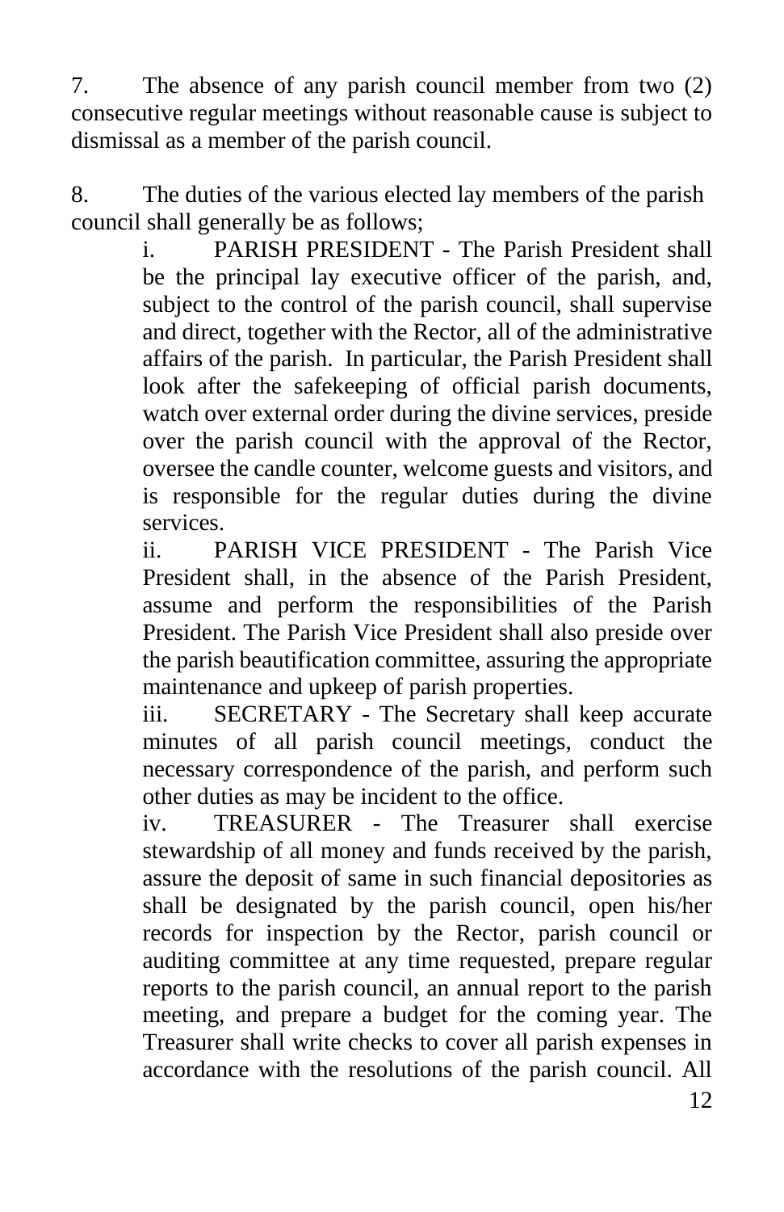7. The absence of any parish council member from two (2) consecutive regular meetings without reasonable cause is subject to dismissal as a member of the parish council.

8. The duties of the various elected lay members of the parish council shall generally be as follows;

   i. PARISH PRESIDENT - The Parish President shall be the principal lay executive officer of the parish, and, subject to the control of the parish council, shall supervise and direct, together with the Rector, all of the administrative affairs of the parish. In particular, the Parish President shall look after the safekeeping of official parish documents, watch over external order during the divine services, preside over the parish council with the approval of the Rector, oversee the candle counter, welcome guests and visitors, and is responsible for the regular duties during the divine services.

   ii. PARISH VICE PRESIDENT - The Parish Vice President shall, in the absence of the Parish President, assume and perform the responsibilities of the Parish President. The Parish Vice President shall also preside over the parish beautification committee, assuring the appropriate maintenance and upkeep of parish properties.

   iii. SECRETARY - The Secretary shall keep accurate minutes of all parish council meetings, conduct the necessary correspondence of the parish, and perform such other duties as may be incident to the office.

   iv. TREASURER - The Treasurer shall exercise stewardship of all money and funds received by the parish, assure the deposit of same in such financial depositories as shall be designated by the parish council, open his/her records for inspection by the Rector, parish council or auditing committee at any time requested, prepare regular reports to the parish council, an annual report to the parish meeting, and prepare a budget for the coming year. The Treasurer shall write checks to cover all parish expenses in accordance with the resolutions of the parish council. All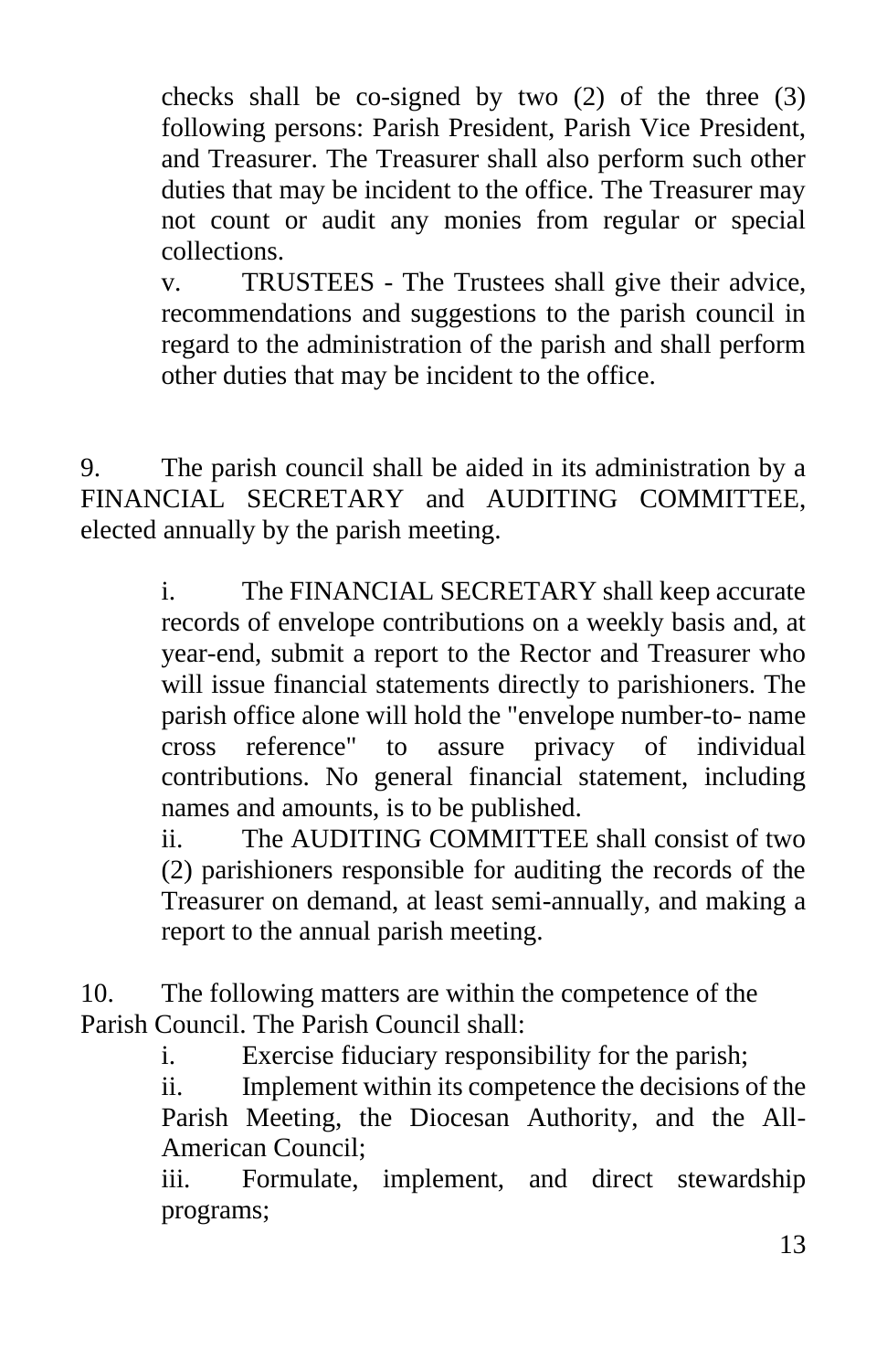checks shall be co-signed by two (2) of the three (3) following persons: Parish President, Parish Vice President, and Treasurer. The Treasurer shall also perform such other duties that may be incident to the office. The Treasurer may not count or audit any monies from regular or special collections.

v. TRUSTEES - The Trustees shall give their advice, recommendations and suggestions to the parish council in regard to the administration of the parish and shall perform other duties that may be incident to the office.

9. The parish council shall be aided in its administration by a FINANCIAL SECRETARY and AUDITING COMMITTEE, elected annually by the parish meeting.

i. The FINANCIAL SECRETARY shall keep accurate records of envelope contributions on a weekly basis and, at year-end, submit a report to the Rector and Treasurer who will issue financial statements directly to parishioners. The parish office alone will hold the "envelope number-to- name cross reference" to assure privacy of individual contributions. No general financial statement, including names and amounts, is to be published.

ii. The AUDITING COMMITTEE shall consist of two (2) parishioners responsible for auditing the records of the Treasurer on demand, at least semi-annually, and making a report to the annual parish meeting.

10. The following matters are within the competence of the Parish Council. The Parish Council shall:

i. Exercise fiduciary responsibility for the parish;

ii. Implement within its competence the decisions of the Parish Meeting, the Diocesan Authority, and the All-American Council;

iii. Formulate, implement, and direct stewardship programs;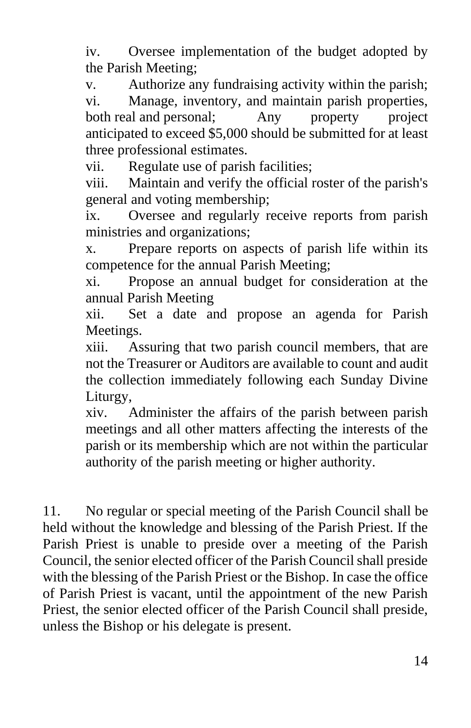iv. Oversee implementation of the budget adopted by the Parish Meeting;

v. Authorize any fundraising activity within the parish;

vi. Manage, inventory, and maintain parish properties, both real and personal; Any property project anticipated to exceed $5,000 should be submitted for at least three professional estimates.

vii. Regulate use of parish facilities;

viii. Maintain and verify the official roster of the parish's general and voting membership;

ix. Oversee and regularly receive reports from parish ministries and organizations;

x. Prepare reports on aspects of parish life within its competence for the annual Parish Meeting;

xi. Propose an annual budget for consideration at the annual Parish Meeting

xii. Set a date and propose an agenda for Parish Meetings.

xiii. Assuring that two parish council members, that are not the Treasurer or Auditors are available to count and audit the collection immediately following each Sunday Divine Liturgy,

xiv. Administer the affairs of the parish between parish meetings and all other matters affecting the interests of the parish or its membership which are not within the particular authority of the parish meeting or higher authority.

11. No regular or special meeting of the Parish Council shall be held without the knowledge and blessing of the Parish Priest. If the Parish Priest is unable to preside over a meeting of the Parish Council, the senior elected officer of the Parish Council shall preside with the blessing of the Parish Priest or the Bishop. In case the office of Parish Priest is vacant, until the appointment of the new Parish Priest, the senior elected officer of the Parish Council shall preside, unless the Bishop or his delegate is present.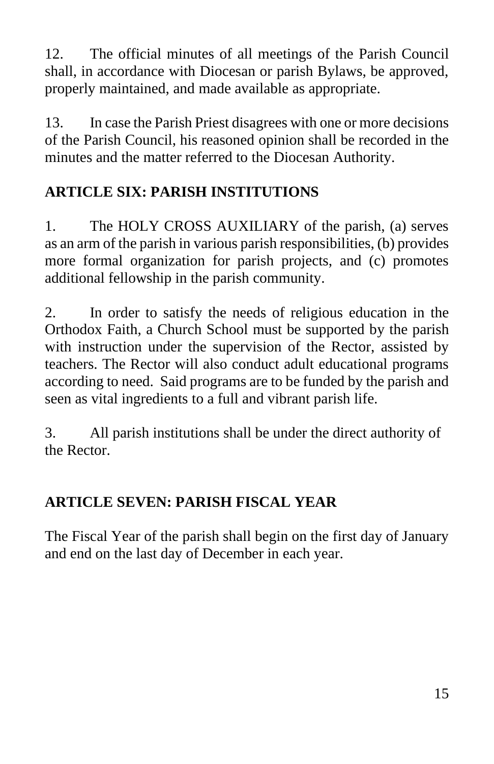12. The official minutes of all meetings of the Parish Council shall, in accordance with Diocesan or parish Bylaws, be approved, properly maintained, and made available as appropriate.

13. In case the Parish Priest disagrees with one or more decisions of the Parish Council, his reasoned opinion shall be recorded in the minutes and the matter referred to the Diocesan Authority.

## ARTICLE SIX: PARISH INSTITUTIONS

1. The HOLY CROSS AUXILIARY of the parish, (a) serves as an arm of the parish in various parish responsibilities, (b) provides more formal organization for parish projects, and (c) promotes additional fellowship in the parish community.

2. In order to satisfy the needs of religious education in the Orthodox Faith, a Church School must be supported by the parish with instruction under the supervision of the Rector, assisted by teachers. The Rector will also conduct adult educational programs according to need. Said programs are to be funded by the parish and seen as vital ingredients to a full and vibrant parish life.

3. All parish institutions shall be under the direct authority of the Rector.

## ARTICLE SEVEN: PARISH FISCAL YEAR

The Fiscal Year of the parish shall begin on the first day of January and end on the last day of December in each year.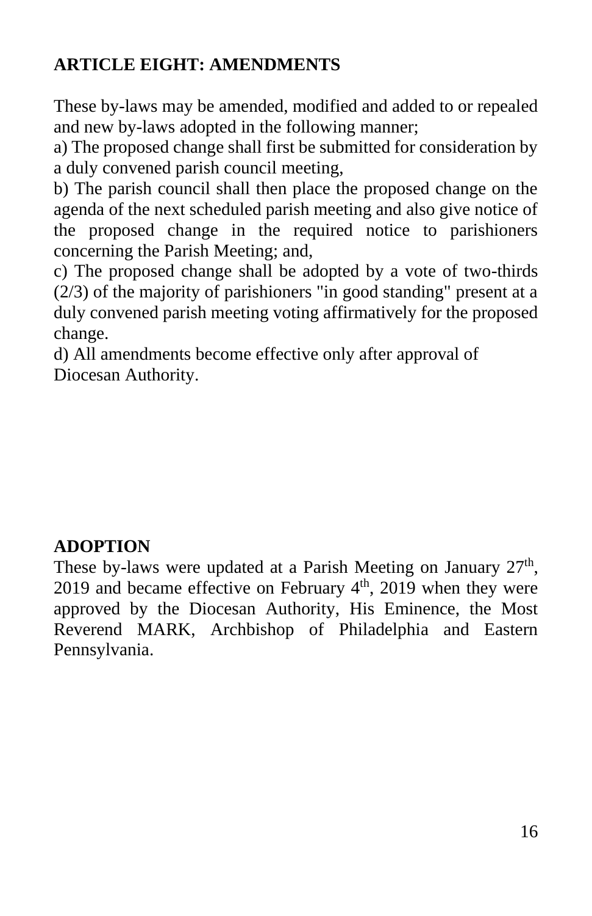## ARTICLE EIGHT: AMENDMENTS

These by-laws may be amended, modified and added to or repealed and new by-laws adopted in the following manner;

a) The proposed change shall first be submitted for consideration by a duly convened parish council meeting,

b) The parish council shall then place the proposed change on the agenda of the next scheduled parish meeting and also give notice of the proposed change in the required notice to parishioners concerning the Parish Meeting; and,

c) The proposed change shall be adopted by a vote of two-thirds (2/3) of the majority of parishioners "in good standing" present at a duly convened parish meeting voting affirmatively for the proposed change.

d) All amendments become effective only after approval of Diocesan Authority.

## ADOPTION

These by-laws were updated at a Parish Meeting on January 27th, 2019 and became effective on February 4th, 2019 when they were approved by the Diocesan Authority, His Eminence, the Most Reverend MARK, Archbishop of Philadelphia and Eastern Pennsylvania.